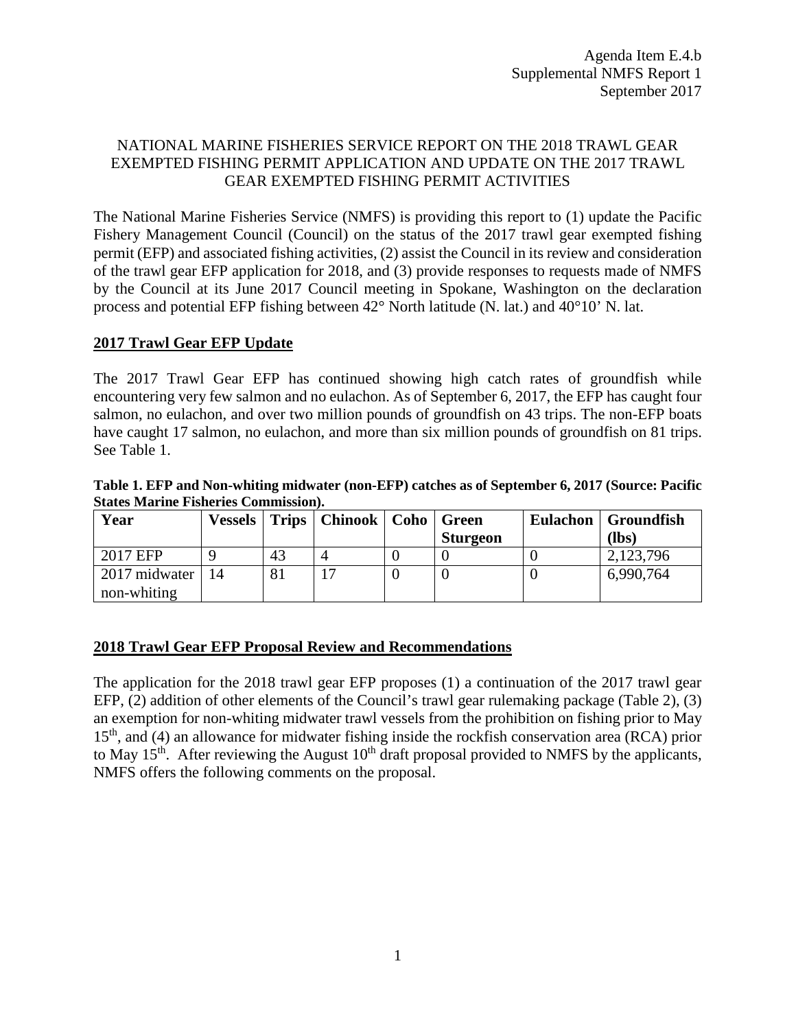Agenda Item E.4.b
Supplemental NMFS Report 1
September 2017

# NATIONAL MARINE FISHERIES SERVICE REPORT ON THE 2018 TRAWL GEAR EXEMPTED FISHING PERMIT APPLICATION AND UPDATE ON THE 2017 TRAWL GEAR EXEMPTED FISHING PERMIT ACTIVITIES

The National Marine Fisheries Service (NMFS) is providing this report to (1) update the Pacific Fishery Management Council (Council) on the status of the 2017 trawl gear exempted fishing permit (EFP) and associated fishing activities, (2) assist the Council in its review and consideration of the trawl gear EFP application for 2018, and (3) provide responses to requests made of NMFS by the Council at its June 2017 Council meeting in Spokane, Washington on the declaration process and potential EFP fishing between 42° North latitude (N. lat.) and 40°10' N. lat.

## 2017 Trawl Gear EFP Update

The 2017 Trawl Gear EFP has continued showing high catch rates of groundfish while encountering very few salmon and no eulachon. As of September 6, 2017, the EFP has caught four salmon, no eulachon, and over two million pounds of groundfish on 43 trips. The non-EFP boats have caught 17 salmon, no eulachon, and more than six million pounds of groundfish on 81 trips. See Table 1.

**Table 1. EFP and Non-whiting midwater (non-EFP) catches as of September 6, 2017 (Source: Pacific States Marine Fisheries Commission).**

| Year | Vessels | Trips | Chinook | Coho | Green Sturgeon | Eulachon | Groundfish (lbs) |
|---|---|---|---|---|---|---|---|
| 2017 EFP | 9 | 43 | 4 | 0 | 0 | 0 | 2,123,796 |
| 2017 midwater non-whiting | 14 | 81 | 17 | 0 | 0 | 0 | 6,990,764 |

## 2018 Trawl Gear EFP Proposal Review and Recommendations

The application for the 2018 trawl gear EFP proposes (1) a continuation of the 2017 trawl gear EFP, (2) addition of other elements of the Council's trawl gear rulemaking package (Table 2), (3) an exemption for non-whiting midwater trawl vessels from the prohibition on fishing prior to May 15th, and (4) an allowance for midwater fishing inside the rockfish conservation area (RCA) prior to May 15th. After reviewing the August 10th draft proposal provided to NMFS by the applicants, NMFS offers the following comments on the proposal.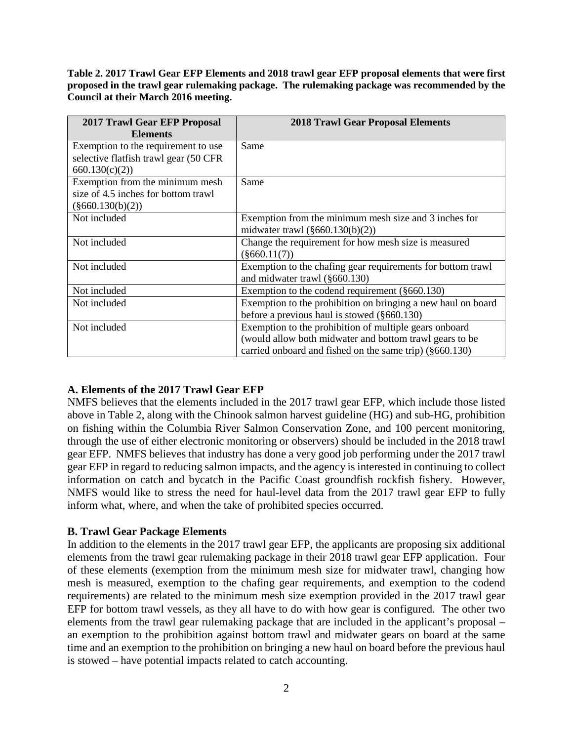**Table 2. 2017 Trawl Gear EFP Elements and 2018 trawl gear EFP proposal elements that were first proposed in the trawl gear rulemaking package. The rulemaking package was recommended by the Council at their March 2016 meeting.**

| 2017 Trawl Gear EFP Proposal Elements | 2018 Trawl Gear Proposal Elements |
|---|---|
| Exemption to the requirement to use selective flatfish trawl gear (50 CFR 660.130(c)(2)) | Same |
| Exemption from the minimum mesh size of 4.5 inches for bottom trawl (§660.130(b)(2)) | Same |
| Not included | Exemption from the minimum mesh size and 3 inches for midwater trawl (§660.130(b)(2)) |
| Not included | Change the requirement for how mesh size is measured (§660.11(7)) |
| Not included | Exemption to the chafing gear requirements for bottom trawl and midwater trawl (§660.130) |
| Not included | Exemption to the codend requirement (§660.130) |
| Not included | Exemption to the prohibition on bringing a new haul on board before a previous haul is stowed (§660.130) |
| Not included | Exemption to the prohibition of multiple gears onboard (would allow both midwater and bottom trawl gears to be carried onboard and fished on the same trip) (§660.130) |

### A. Elements of the 2017 Trawl Gear EFP

NMFS believes that the elements included in the 2017 trawl gear EFP, which include those listed above in Table 2, along with the Chinook salmon harvest guideline (HG) and sub-HG, prohibition on fishing within the Columbia River Salmon Conservation Zone, and 100 percent monitoring, through the use of either electronic monitoring or observers) should be included in the 2018 trawl gear EFP. NMFS believes that industry has done a very good job performing under the 2017 trawl gear EFP in regard to reducing salmon impacts, and the agency is interested in continuing to collect information on catch and bycatch in the Pacific Coast groundfish rockfish fishery. However, NMFS would like to stress the need for haul-level data from the 2017 trawl gear EFP to fully inform what, where, and when the take of prohibited species occurred.

### B. Trawl Gear Package Elements

In addition to the elements in the 2017 trawl gear EFP, the applicants are proposing six additional elements from the trawl gear rulemaking package in their 2018 trawl gear EFP application. Four of these elements (exemption from the minimum mesh size for midwater trawl, changing how mesh is measured, exemption to the chafing gear requirements, and exemption to the codend requirements) are related to the minimum mesh size exemption provided in the 2017 trawl gear EFP for bottom trawl vessels, as they all have to do with how gear is configured. The other two elements from the trawl gear rulemaking package that are included in the applicant's proposal – an exemption to the prohibition against bottom trawl and midwater gears on board at the same time and an exemption to the prohibition on bringing a new haul on board before the previous haul is stowed – have potential impacts related to catch accounting.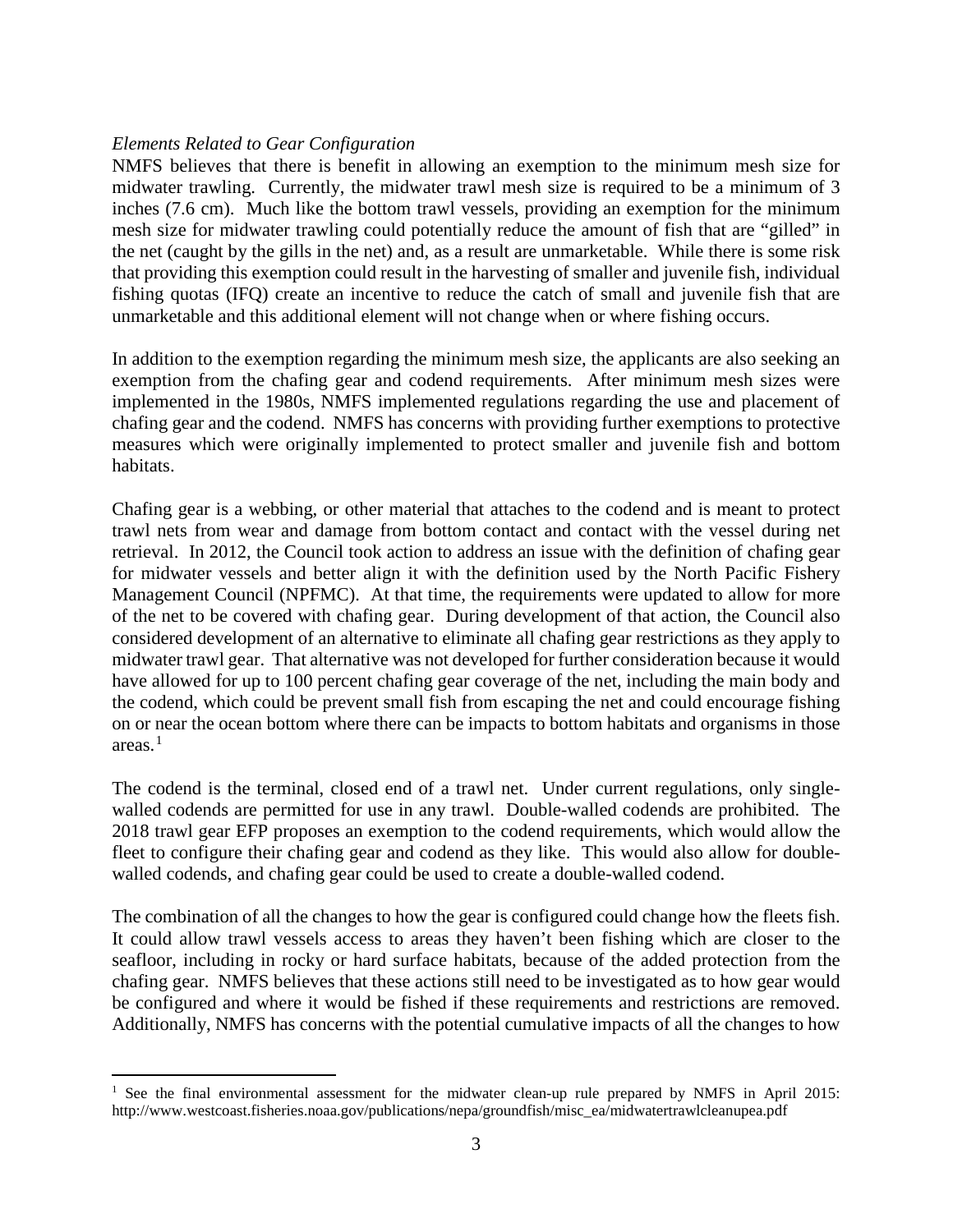*Elements Related to Gear Configuration*

NMFS believes that there is benefit in allowing an exemption to the minimum mesh size for midwater trawling. Currently, the midwater trawl mesh size is required to be a minimum of 3 inches (7.6 cm). Much like the bottom trawl vessels, providing an exemption for the minimum mesh size for midwater trawling could potentially reduce the amount of fish that are "gilled" in the net (caught by the gills in the net) and, as a result are unmarketable. While there is some risk that providing this exemption could result in the harvesting of smaller and juvenile fish, individual fishing quotas (IFQ) create an incentive to reduce the catch of small and juvenile fish that are unmarketable and this additional element will not change when or where fishing occurs.

In addition to the exemption regarding the minimum mesh size, the applicants are also seeking an exemption from the chafing gear and codend requirements. After minimum mesh sizes were implemented in the 1980s, NMFS implemented regulations regarding the use and placement of chafing gear and the codend. NMFS has concerns with providing further exemptions to protective measures which were originally implemented to protect smaller and juvenile fish and bottom habitats.

Chafing gear is a webbing, or other material that attaches to the codend and is meant to protect trawl nets from wear and damage from bottom contact and contact with the vessel during net retrieval. In 2012, the Council took action to address an issue with the definition of chafing gear for midwater vessels and better align it with the definition used by the North Pacific Fishery Management Council (NPFMC). At that time, the requirements were updated to allow for more of the net to be covered with chafing gear. During development of that action, the Council also considered development of an alternative to eliminate all chafing gear restrictions as they apply to midwater trawl gear. That alternative was not developed for further consideration because it would have allowed for up to 100 percent chafing gear coverage of the net, including the main body and the codend, which could be prevent small fish from escaping the net and could encourage fishing on or near the ocean bottom where there can be impacts to bottom habitats and organisms in those areas.[1]

The codend is the terminal, closed end of a trawl net. Under current regulations, only single-walled codends are permitted for use in any trawl. Double-walled codends are prohibited. The 2018 trawl gear EFP proposes an exemption to the codend requirements, which would allow the fleet to configure their chafing gear and codend as they like. This would also allow for double-walled codends, and chafing gear could be used to create a double-walled codend.

The combination of all the changes to how the gear is configured could change how the fleets fish. It could allow trawl vessels access to areas they haven't been fishing which are closer to the seafloor, including in rocky or hard surface habitats, because of the added protection from the chafing gear. NMFS believes that these actions still need to be investigated as to how gear would be configured and where it would be fished if these requirements and restrictions are removed. Additionally, NMFS has concerns with the potential cumulative impacts of all the changes to how

[1] See the final environmental assessment for the midwater clean-up rule prepared by NMFS in April 2015: http://www.westcoast.fisheries.noaa.gov/publications/nepa/groundfish/misc_ea/midwatertrawlcleanupea.pdf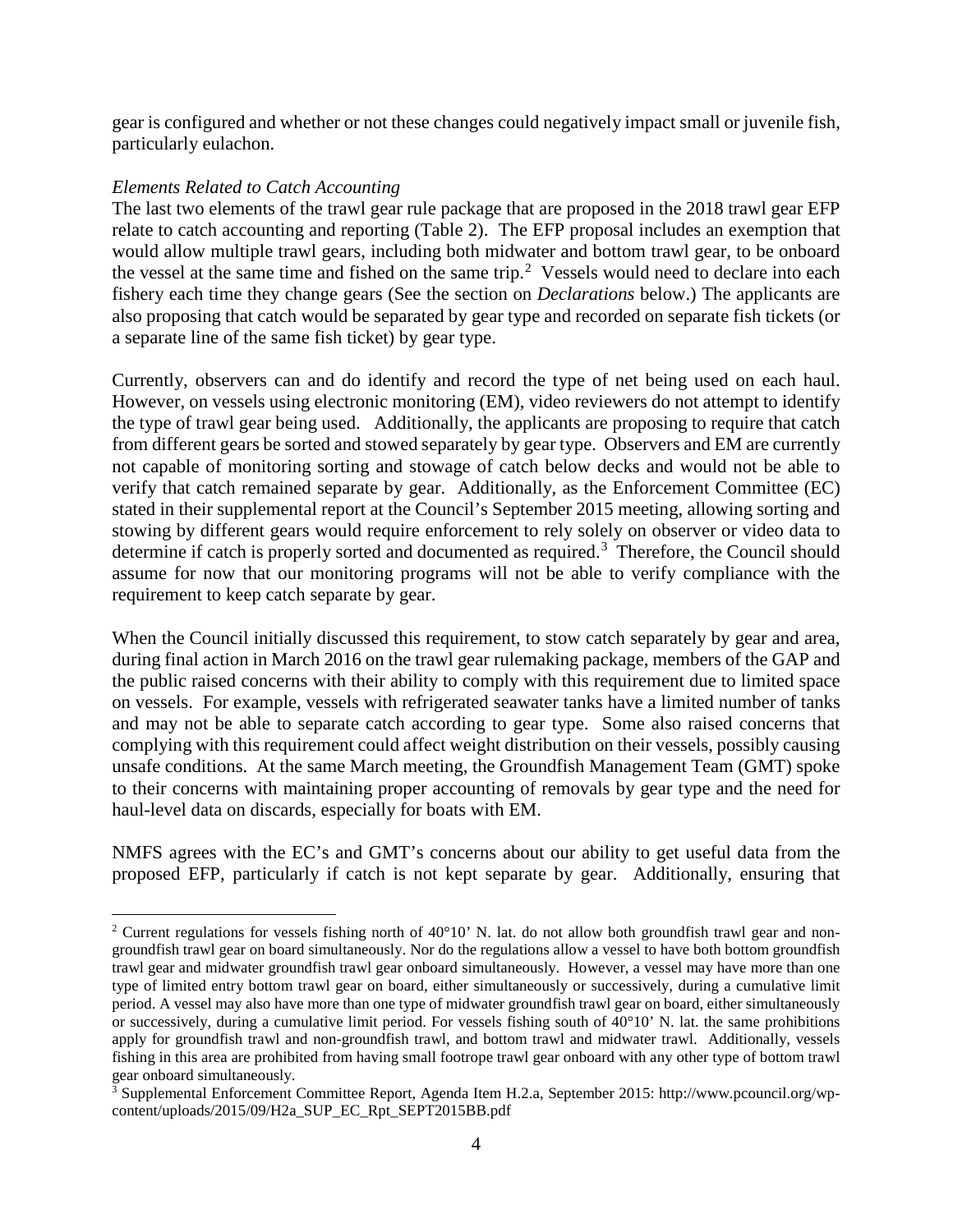gear is configured and whether or not these changes could negatively impact small or juvenile fish, particularly eulachon.

*Elements Related to Catch Accounting*

The last two elements of the trawl gear rule package that are proposed in the 2018 trawl gear EFP relate to catch accounting and reporting (Table 2). The EFP proposal includes an exemption that would allow multiple trawl gears, including both midwater and bottom trawl gear, to be onboard the vessel at the same time and fished on the same trip.[2] Vessels would need to declare into each fishery each time they change gears (See the section on *Declarations* below.) The applicants are also proposing that catch would be separated by gear type and recorded on separate fish tickets (or a separate line of the same fish ticket) by gear type.

Currently, observers can and do identify and record the type of net being used on each haul. However, on vessels using electronic monitoring (EM), video reviewers do not attempt to identify the type of trawl gear being used. Additionally, the applicants are proposing to require that catch from different gears be sorted and stowed separately by gear type. Observers and EM are currently not capable of monitoring sorting and stowage of catch below decks and would not be able to verify that catch remained separate by gear. Additionally, as the Enforcement Committee (EC) stated in their supplemental report at the Council's September 2015 meeting, allowing sorting and stowing by different gears would require enforcement to rely solely on observer or video data to determine if catch is properly sorted and documented as required.[3] Therefore, the Council should assume for now that our monitoring programs will not be able to verify compliance with the requirement to keep catch separate by gear.

When the Council initially discussed this requirement, to stow catch separately by gear and area, during final action in March 2016 on the trawl gear rulemaking package, members of the GAP and the public raised concerns with their ability to comply with this requirement due to limited space on vessels. For example, vessels with refrigerated seawater tanks have a limited number of tanks and may not be able to separate catch according to gear type. Some also raised concerns that complying with this requirement could affect weight distribution on their vessels, possibly causing unsafe conditions. At the same March meeting, the Groundfish Management Team (GMT) spoke to their concerns with maintaining proper accounting of removals by gear type and the need for haul-level data on discards, especially for boats with EM.

NMFS agrees with the EC's and GMT's concerns about our ability to get useful data from the proposed EFP, particularly if catch is not kept separate by gear. Additionally, ensuring that

---

[2] Current regulations for vessels fishing north of 40°10' N. lat. do not allow both groundfish trawl gear and non-groundfish trawl gear on board simultaneously. Nor do the regulations allow a vessel to have both bottom groundfish trawl gear and midwater groundfish trawl gear onboard simultaneously. However, a vessel may have more than one type of limited entry bottom trawl gear on board, either simultaneously or successively, during a cumulative limit period. A vessel may also have more than one type of midwater groundfish trawl gear on board, either simultaneously or successively, during a cumulative limit period. For vessels fishing south of 40°10' N. lat. the same prohibitions apply for groundfish trawl and non-groundfish trawl, and bottom trawl and midwater trawl. Additionally, vessels fishing in this area are prohibited from having small footrope trawl gear onboard with any other type of bottom trawl gear onboard simultaneously.

[3] Supplemental Enforcement Committee Report, Agenda Item H.2.a, September 2015: http://www.pcouncil.org/wp-content/uploads/2015/09/H2a_SUP_EC_Rpt_SEPT2015BB.pdf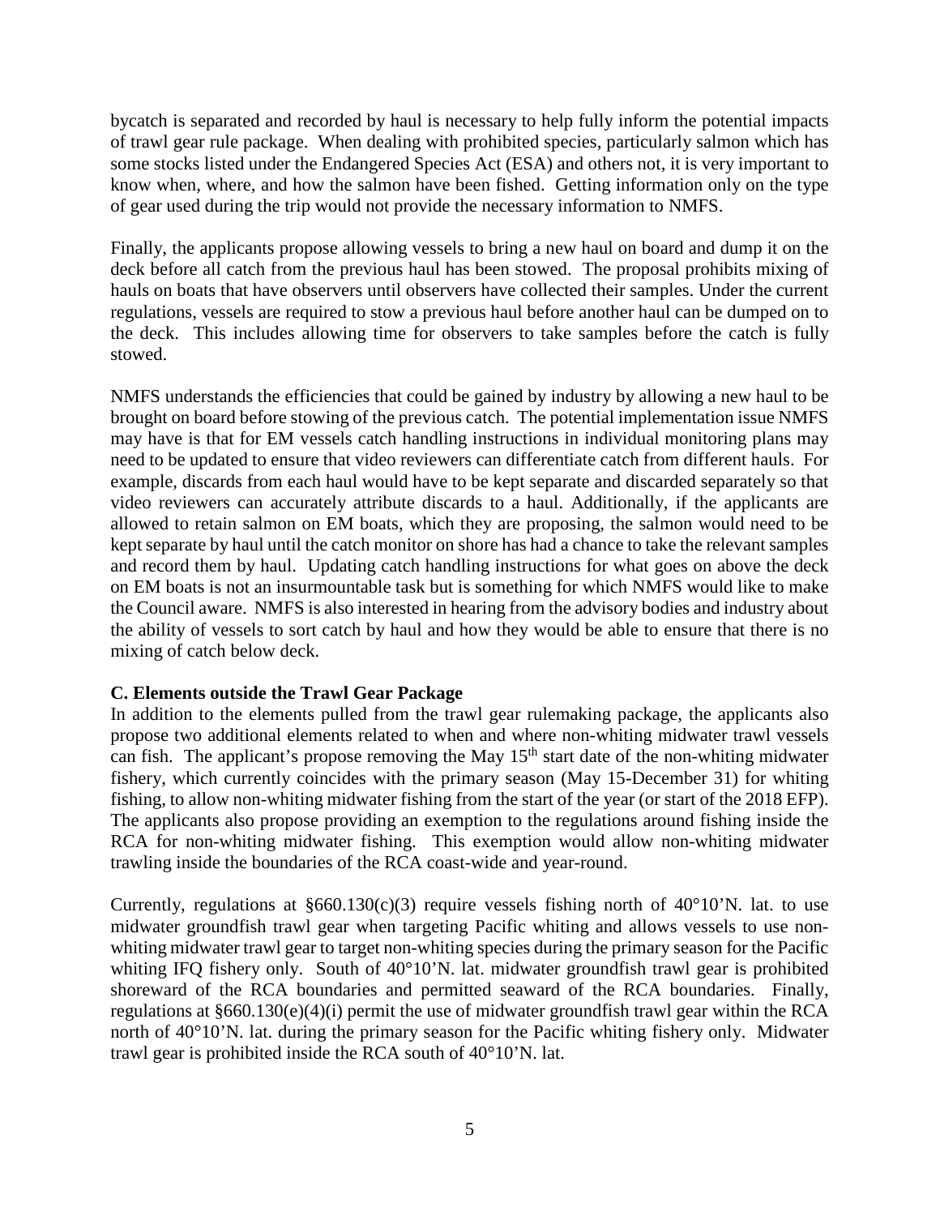bycatch is separated and recorded by haul is necessary to help fully inform the potential impacts of trawl gear rule package. When dealing with prohibited species, particularly salmon which has some stocks listed under the Endangered Species Act (ESA) and others not, it is very important to know when, where, and how the salmon have been fished. Getting information only on the type of gear used during the trip would not provide the necessary information to NMFS.

Finally, the applicants propose allowing vessels to bring a new haul on board and dump it on the deck before all catch from the previous haul has been stowed. The proposal prohibits mixing of hauls on boats that have observers until observers have collected their samples. Under the current regulations, vessels are required to stow a previous haul before another haul can be dumped on to the deck. This includes allowing time for observers to take samples before the catch is fully stowed.

NMFS understands the efficiencies that could be gained by industry by allowing a new haul to be brought on board before stowing of the previous catch. The potential implementation issue NMFS may have is that for EM vessels catch handling instructions in individual monitoring plans may need to be updated to ensure that video reviewers can differentiate catch from different hauls. For example, discards from each haul would have to be kept separate and discarded separately so that video reviewers can accurately attribute discards to a haul. Additionally, if the applicants are allowed to retain salmon on EM boats, which they are proposing, the salmon would need to be kept separate by haul until the catch monitor on shore has had a chance to take the relevant samples and record them by haul. Updating catch handling instructions for what goes on above the deck on EM boats is not an insurmountable task but is something for which NMFS would like to make the Council aware. NMFS is also interested in hearing from the advisory bodies and industry about the ability of vessels to sort catch by haul and how they would be able to ensure that there is no mixing of catch below deck.

**C. Elements outside the Trawl Gear Package**

In addition to the elements pulled from the trawl gear rulemaking package, the applicants also propose two additional elements related to when and where non-whiting midwater trawl vessels can fish. The applicant's propose removing the May 15th start date of the non-whiting midwater fishery, which currently coincides with the primary season (May 15-December 31) for whiting fishing, to allow non-whiting midwater fishing from the start of the year (or start of the 2018 EFP). The applicants also propose providing an exemption to the regulations around fishing inside the RCA for non-whiting midwater fishing. This exemption would allow non-whiting midwater trawling inside the boundaries of the RCA coast-wide and year-round.

Currently, regulations at §660.130(c)(3) require vessels fishing north of 40°10'N. lat. to use midwater groundfish trawl gear when targeting Pacific whiting and allows vessels to use non-whiting midwater trawl gear to target non-whiting species during the primary season for the Pacific whiting IFQ fishery only. South of 40°10'N. lat. midwater groundfish trawl gear is prohibited shoreward of the RCA boundaries and permitted seaward of the RCA boundaries. Finally, regulations at §660.130(e)(4)(i) permit the use of midwater groundfish trawl gear within the RCA north of 40°10'N. lat. during the primary season for the Pacific whiting fishery only. Midwater trawl gear is prohibited inside the RCA south of 40°10'N. lat.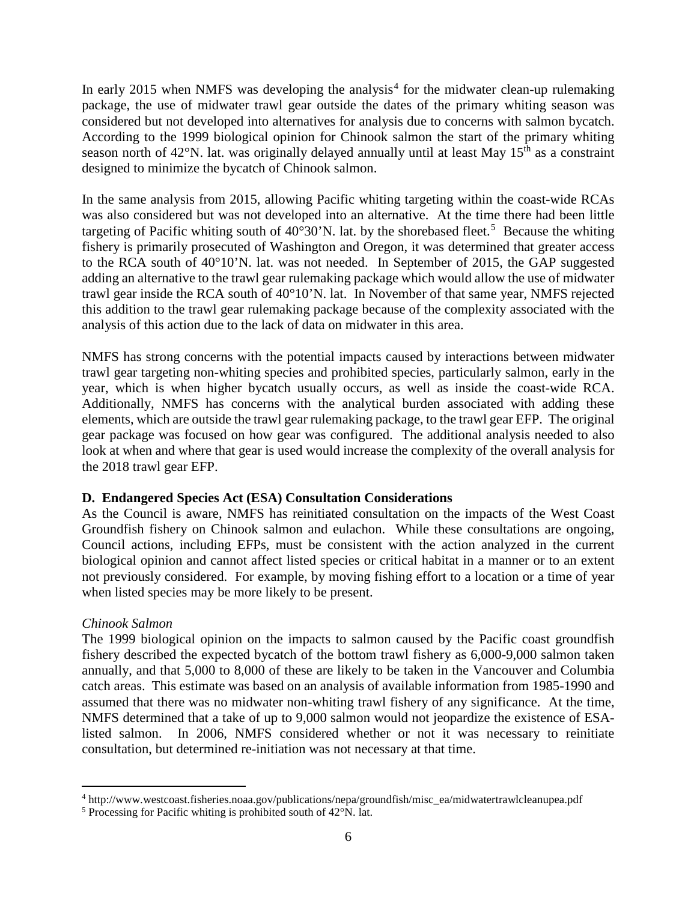In early 2015 when NMFS was developing the analysis[4] for the midwater clean-up rulemaking package, the use of midwater trawl gear outside the dates of the primary whiting season was considered but not developed into alternatives for analysis due to concerns with salmon bycatch. According to the 1999 biological opinion for Chinook salmon the start of the primary whiting season north of 42°N. lat. was originally delayed annually until at least May 15th as a constraint designed to minimize the bycatch of Chinook salmon.

In the same analysis from 2015, allowing Pacific whiting targeting within the coast-wide RCAs was also considered but was not developed into an alternative. At the time there had been little targeting of Pacific whiting south of 40°30'N. lat. by the shorebased fleet.[5] Because the whiting fishery is primarily prosecuted of Washington and Oregon, it was determined that greater access to the RCA south of 40°10'N. lat. was not needed. In September of 2015, the GAP suggested adding an alternative to the trawl gear rulemaking package which would allow the use of midwater trawl gear inside the RCA south of 40°10'N. lat. In November of that same year, NMFS rejected this addition to the trawl gear rulemaking package because of the complexity associated with the analysis of this action due to the lack of data on midwater in this area.

NMFS has strong concerns with the potential impacts caused by interactions between midwater trawl gear targeting non-whiting species and prohibited species, particularly salmon, early in the year, which is when higher bycatch usually occurs, as well as inside the coast-wide RCA. Additionally, NMFS has concerns with the analytical burden associated with adding these elements, which are outside the trawl gear rulemaking package, to the trawl gear EFP. The original gear package was focused on how gear was configured. The additional analysis needed to also look at when and where that gear is used would increase the complexity of the overall analysis for the 2018 trawl gear EFP.

**D. Endangered Species Act (ESA) Consultation Considerations**

As the Council is aware, NMFS has reinitiated consultation on the impacts of the West Coast Groundfish fishery on Chinook salmon and eulachon. While these consultations are ongoing, Council actions, including EFPs, must be consistent with the action analyzed in the current biological opinion and cannot affect listed species or critical habitat in a manner or to an extent not previously considered. For example, by moving fishing effort to a location or a time of year when listed species may be more likely to be present.

*Chinook Salmon*

The 1999 biological opinion on the impacts to salmon caused by the Pacific coast groundfish fishery described the expected bycatch of the bottom trawl fishery as 6,000-9,000 salmon taken annually, and that 5,000 to 8,000 of these are likely to be taken in the Vancouver and Columbia catch areas. This estimate was based on an analysis of available information from 1985-1990 and assumed that there was no midwater non-whiting trawl fishery of any significance. At the time, NMFS determined that a take of up to 9,000 salmon would not jeopardize the existence of ESA-listed salmon. In 2006, NMFS considered whether or not it was necessary to reinitiate consultation, but determined re-initiation was not necessary at that time.

[4] http://www.westcoast.fisheries.noaa.gov/publications/nepa/groundfish/misc_ea/midwatertrawlcleanupea.pdf

[5] Processing for Pacific whiting is prohibited south of 42°N. lat.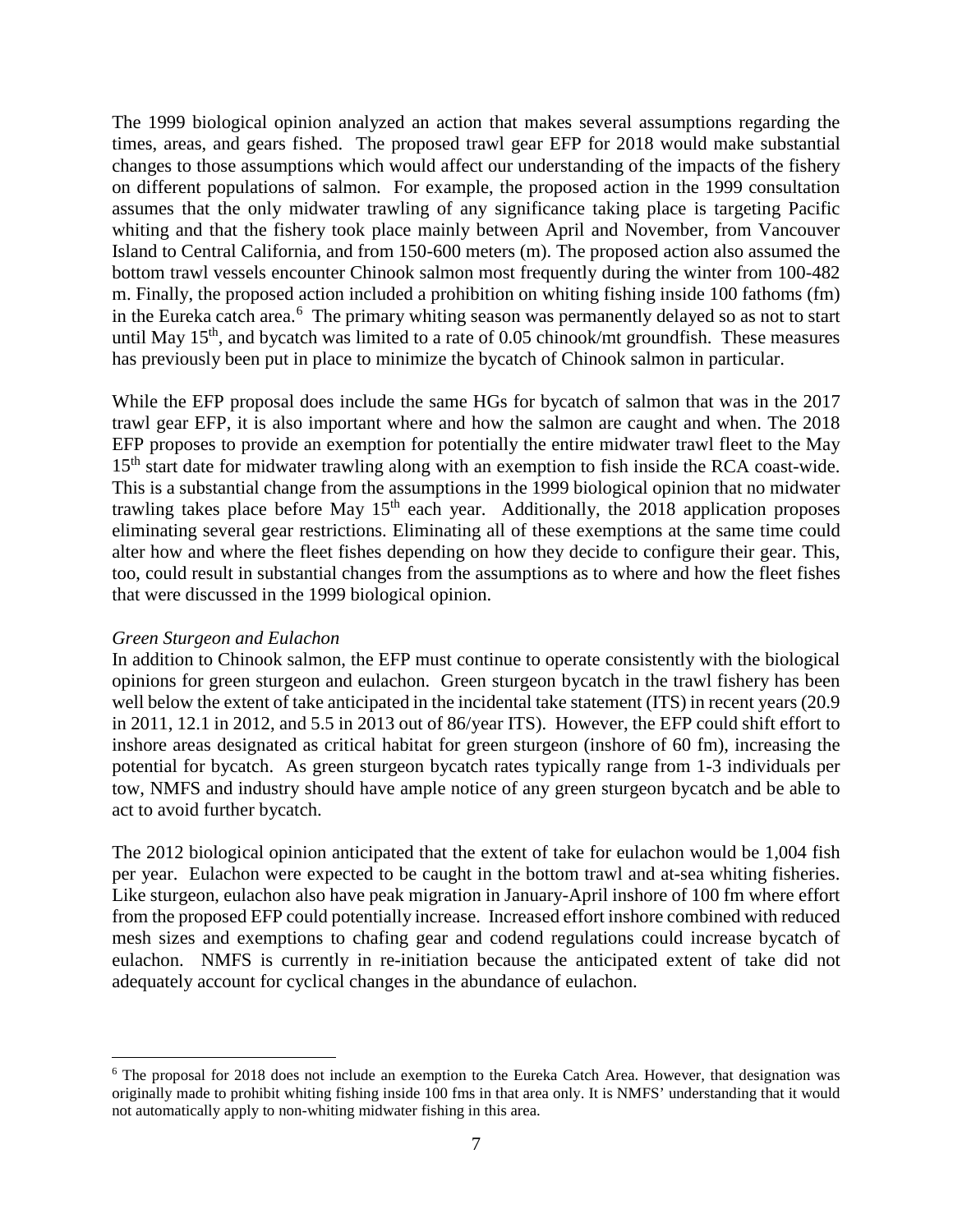The 1999 biological opinion analyzed an action that makes several assumptions regarding the times, areas, and gears fished. The proposed trawl gear EFP for 2018 would make substantial changes to those assumptions which would affect our understanding of the impacts of the fishery on different populations of salmon. For example, the proposed action in the 1999 consultation assumes that the only midwater trawling of any significance taking place is targeting Pacific whiting and that the fishery took place mainly between April and November, from Vancouver Island to Central California, and from 150-600 meters (m). The proposed action also assumed the bottom trawl vessels encounter Chinook salmon most frequently during the winter from 100-482 m. Finally, the proposed action included a prohibition on whiting fishing inside 100 fathoms (fm) in the Eureka catch area.[6] The primary whiting season was permanently delayed so as not to start until May 15th, and bycatch was limited to a rate of 0.05 chinook/mt groundfish. These measures has previously been put in place to minimize the bycatch of Chinook salmon in particular.

While the EFP proposal does include the same HGs for bycatch of salmon that was in the 2017 trawl gear EFP, it is also important where and how the salmon are caught and when. The 2018 EFP proposes to provide an exemption for potentially the entire midwater trawl fleet to the May 15th start date for midwater trawling along with an exemption to fish inside the RCA coast-wide. This is a substantial change from the assumptions in the 1999 biological opinion that no midwater trawling takes place before May 15th each year. Additionally, the 2018 application proposes eliminating several gear restrictions. Eliminating all of these exemptions at the same time could alter how and where the fleet fishes depending on how they decide to configure their gear. This, too, could result in substantial changes from the assumptions as to where and how the fleet fishes that were discussed in the 1999 biological opinion.

*Green Sturgeon and Eulachon*

In addition to Chinook salmon, the EFP must continue to operate consistently with the biological opinions for green sturgeon and eulachon. Green sturgeon bycatch in the trawl fishery has been well below the extent of take anticipated in the incidental take statement (ITS) in recent years (20.9 in 2011, 12.1 in 2012, and 5.5 in 2013 out of 86/year ITS). However, the EFP could shift effort to inshore areas designated as critical habitat for green sturgeon (inshore of 60 fm), increasing the potential for bycatch. As green sturgeon bycatch rates typically range from 1-3 individuals per tow, NMFS and industry should have ample notice of any green sturgeon bycatch and be able to act to avoid further bycatch.

The 2012 biological opinion anticipated that the extent of take for eulachon would be 1,004 fish per year. Eulachon were expected to be caught in the bottom trawl and at-sea whiting fisheries. Like sturgeon, eulachon also have peak migration in January-April inshore of 100 fm where effort from the proposed EFP could potentially increase. Increased effort inshore combined with reduced mesh sizes and exemptions to chafing gear and codend regulations could increase bycatch of eulachon. NMFS is currently in re-initiation because the anticipated extent of take did not adequately account for cyclical changes in the abundance of eulachon.

---

[6] The proposal for 2018 does not include an exemption to the Eureka Catch Area. However, that designation was originally made to prohibit whiting fishing inside 100 fms in that area only. It is NMFS' understanding that it would not automatically apply to non-whiting midwater fishing in this area.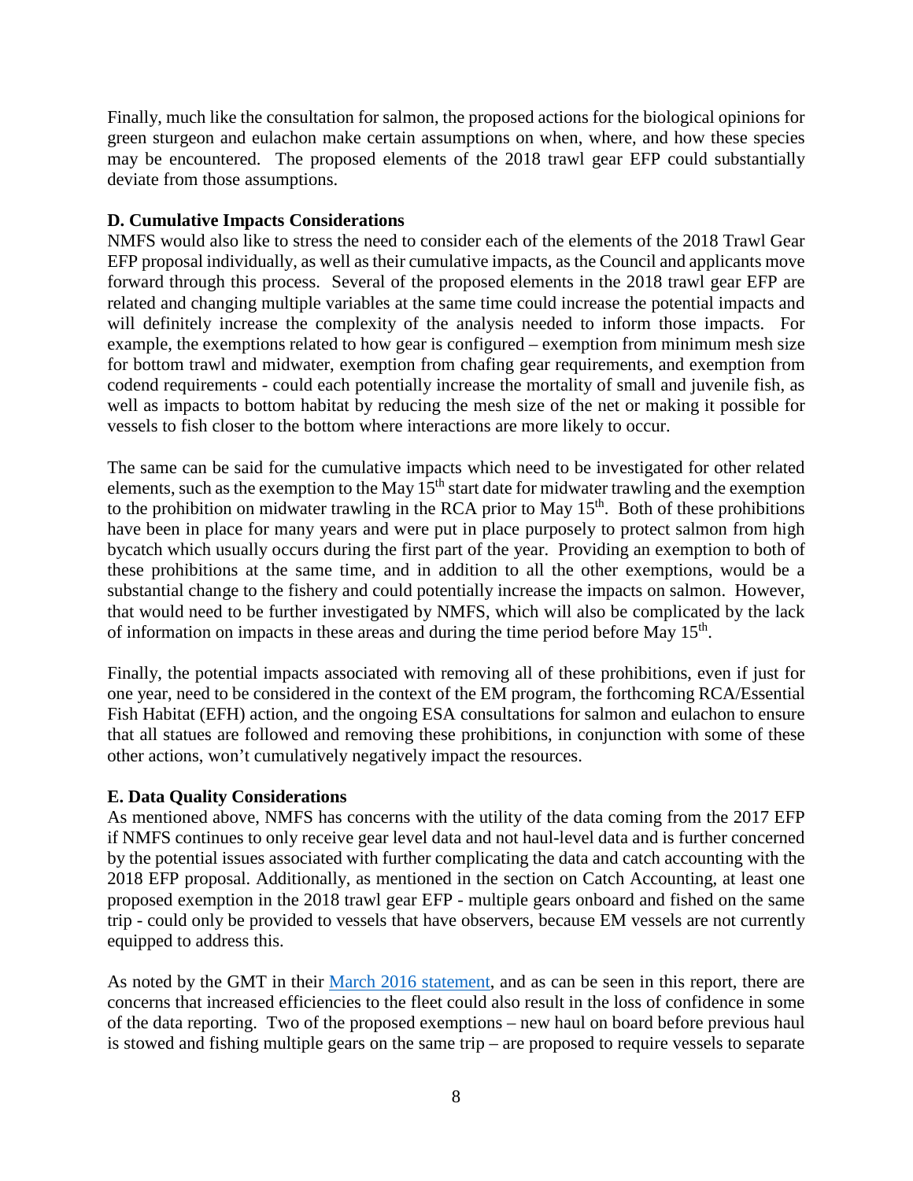Finally, much like the consultation for salmon, the proposed actions for the biological opinions for green sturgeon and eulachon make certain assumptions on when, where, and how these species may be encountered. The proposed elements of the 2018 trawl gear EFP could substantially deviate from those assumptions.

**D. Cumulative Impacts Considerations**

NMFS would also like to stress the need to consider each of the elements of the 2018 Trawl Gear EFP proposal individually, as well as their cumulative impacts, as the Council and applicants move forward through this process. Several of the proposed elements in the 2018 trawl gear EFP are related and changing multiple variables at the same time could increase the potential impacts and will definitely increase the complexity of the analysis needed to inform those impacts. For example, the exemptions related to how gear is configured – exemption from minimum mesh size for bottom trawl and midwater, exemption from chafing gear requirements, and exemption from codend requirements - could each potentially increase the mortality of small and juvenile fish, as well as impacts to bottom habitat by reducing the mesh size of the net or making it possible for vessels to fish closer to the bottom where interactions are more likely to occur.

The same can be said for the cumulative impacts which need to be investigated for other related elements, such as the exemption to the May 15th start date for midwater trawling and the exemption to the prohibition on midwater trawling in the RCA prior to May 15th. Both of these prohibitions have been in place for many years and were put in place purposely to protect salmon from high bycatch which usually occurs during the first part of the year. Providing an exemption to both of these prohibitions at the same time, and in addition to all the other exemptions, would be a substantial change to the fishery and could potentially increase the impacts on salmon. However, that would need to be further investigated by NMFS, which will also be complicated by the lack of information on impacts in these areas and during the time period before May 15th.

Finally, the potential impacts associated with removing all of these prohibitions, even if just for one year, need to be considered in the context of the EM program, the forthcoming RCA/Essential Fish Habitat (EFH) action, and the ongoing ESA consultations for salmon and eulachon to ensure that all statues are followed and removing these prohibitions, in conjunction with some of these other actions, won't cumulatively negatively impact the resources.

**E. Data Quality Considerations**

As mentioned above, NMFS has concerns with the utility of the data coming from the 2017 EFP if NMFS continues to only receive gear level data and not haul-level data and is further concerned by the potential issues associated with further complicating the data and catch accounting with the 2018 EFP proposal. Additionally, as mentioned in the section on Catch Accounting, at least one proposed exemption in the 2018 trawl gear EFP - multiple gears onboard and fished on the same trip - could only be provided to vessels that have observers, because EM vessels are not currently equipped to address this.

As noted by the GMT in their [March 2016 statement](), and as can be seen in this report, there are concerns that increased efficiencies to the fleet could also result in the loss of confidence in some of the data reporting. Two of the proposed exemptions – new haul on board before previous haul is stowed and fishing multiple gears on the same trip – are proposed to require vessels to separate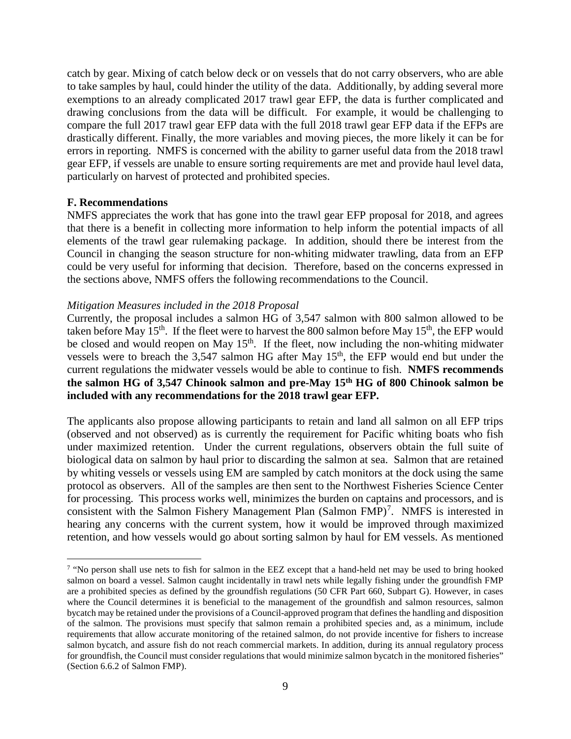catch by gear. Mixing of catch below deck or on vessels that do not carry observers, who are able to take samples by haul, could hinder the utility of the data. Additionally, by adding several more exemptions to an already complicated 2017 trawl gear EFP, the data is further complicated and drawing conclusions from the data will be difficult. For example, it would be challenging to compare the full 2017 trawl gear EFP data with the full 2018 trawl gear EFP data if the EFPs are drastically different. Finally, the more variables and moving pieces, the more likely it can be for errors in reporting. NMFS is concerned with the ability to garner useful data from the 2018 trawl gear EFP, if vessels are unable to ensure sorting requirements are met and provide haul level data, particularly on harvest of protected and prohibited species.

**F. Recommendations**

NMFS appreciates the work that has gone into the trawl gear EFP proposal for 2018, and agrees that there is a benefit in collecting more information to help inform the potential impacts of all elements of the trawl gear rulemaking package. In addition, should there be interest from the Council in changing the season structure for non-whiting midwater trawling, data from an EFP could be very useful for informing that decision. Therefore, based on the concerns expressed in the sections above, NMFS offers the following recommendations to the Council.

*Mitigation Measures included in the 2018 Proposal*

Currently, the proposal includes a salmon HG of 3,547 salmon with 800 salmon allowed to be taken before May 15th. If the fleet were to harvest the 800 salmon before May 15th, the EFP would be closed and would reopen on May 15th. If the fleet, now including the non-whiting midwater vessels were to breach the 3,547 salmon HG after May 15th, the EFP would end but under the current regulations the midwater vessels would be able to continue to fish. **NMFS recommends the salmon HG of 3,547 Chinook salmon and pre-May 15th HG of 800 Chinook salmon be included with any recommendations for the 2018 trawl gear EFP.**

The applicants also propose allowing participants to retain and land all salmon on all EFP trips (observed and not observed) as is currently the requirement for Pacific whiting boats who fish under maximized retention. Under the current regulations, observers obtain the full suite of biological data on salmon by haul prior to discarding the salmon at sea. Salmon that are retained by whiting vessels or vessels using EM are sampled by catch monitors at the dock using the same protocol as observers. All of the samples are then sent to the Northwest Fisheries Science Center for processing. This process works well, minimizes the burden on captains and processors, and is consistent with the Salmon Fishery Management Plan (Salmon FMP)[7]. NMFS is interested in hearing any concerns with the current system, how it would be improved through maximized retention, and how vessels would go about sorting salmon by haul for EM vessels. As mentioned

---

[7] "No person shall use nets to fish for salmon in the EEZ except that a hand-held net may be used to bring hooked salmon on board a vessel. Salmon caught incidentally in trawl nets while legally fishing under the groundfish FMP are a prohibited species as defined by the groundfish regulations (50 CFR Part 660, Subpart G). However, in cases where the Council determines it is beneficial to the management of the groundfish and salmon resources, salmon bycatch may be retained under the provisions of a Council-approved program that defines the handling and disposition of the salmon. The provisions must specify that salmon remain a prohibited species and, as a minimum, include requirements that allow accurate monitoring of the retained salmon, do not provide incentive for fishers to increase salmon bycatch, and assure fish do not reach commercial markets. In addition, during its annual regulatory process for groundfish, the Council must consider regulations that would minimize salmon bycatch in the monitored fisheries" (Section 6.6.2 of Salmon FMP).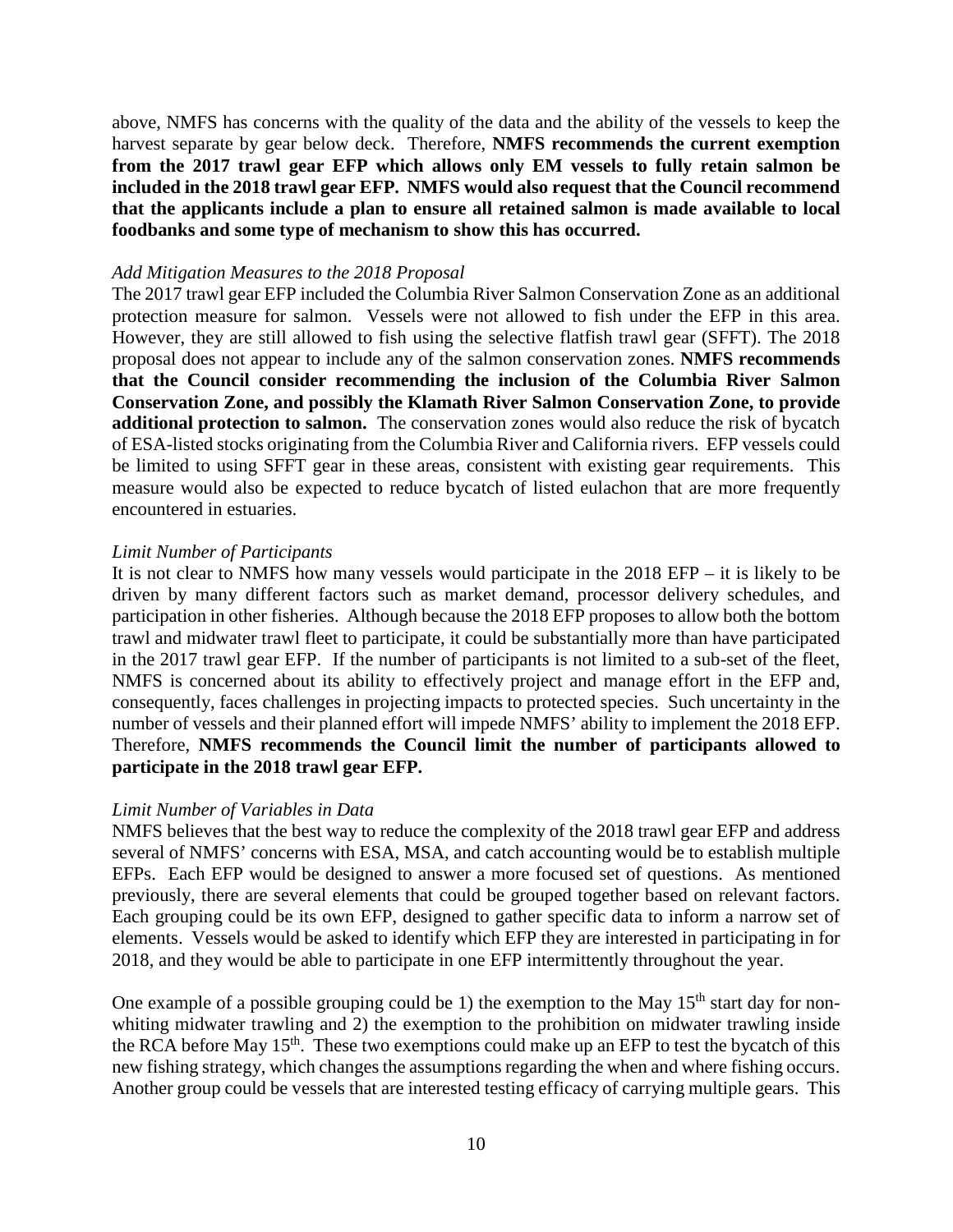above, NMFS has concerns with the quality of the data and the ability of the vessels to keep the harvest separate by gear below deck. Therefore, **NMFS recommends the current exemption from the 2017 trawl gear EFP which allows only EM vessels to fully retain salmon be included in the 2018 trawl gear EFP. NMFS would also request that the Council recommend that the applicants include a plan to ensure all retained salmon is made available to local foodbanks and some type of mechanism to show this has occurred.**

*Add Mitigation Measures to the 2018 Proposal*

The 2017 trawl gear EFP included the Columbia River Salmon Conservation Zone as an additional protection measure for salmon. Vessels were not allowed to fish under the EFP in this area. However, they are still allowed to fish using the selective flatfish trawl gear (SFFT). The 2018 proposal does not appear to include any of the salmon conservation zones. **NMFS recommends that the Council consider recommending the inclusion of the Columbia River Salmon Conservation Zone, and possibly the Klamath River Salmon Conservation Zone, to provide additional protection to salmon.** The conservation zones would also reduce the risk of bycatch of ESA-listed stocks originating from the Columbia River and California rivers. EFP vessels could be limited to using SFFT gear in these areas, consistent with existing gear requirements. This measure would also be expected to reduce bycatch of listed eulachon that are more frequently encountered in estuaries.

*Limit Number of Participants*

It is not clear to NMFS how many vessels would participate in the 2018 EFP – it is likely to be driven by many different factors such as market demand, processor delivery schedules, and participation in other fisheries. Although because the 2018 EFP proposes to allow both the bottom trawl and midwater trawl fleet to participate, it could be substantially more than have participated in the 2017 trawl gear EFP. If the number of participants is not limited to a sub-set of the fleet, NMFS is concerned about its ability to effectively project and manage effort in the EFP and, consequently, faces challenges in projecting impacts to protected species. Such uncertainty in the number of vessels and their planned effort will impede NMFS' ability to implement the 2018 EFP. Therefore, **NMFS recommends the Council limit the number of participants allowed to participate in the 2018 trawl gear EFP.**

*Limit Number of Variables in Data*

NMFS believes that the best way to reduce the complexity of the 2018 trawl gear EFP and address several of NMFS' concerns with ESA, MSA, and catch accounting would be to establish multiple EFPs. Each EFP would be designed to answer a more focused set of questions. As mentioned previously, there are several elements that could be grouped together based on relevant factors. Each grouping could be its own EFP, designed to gather specific data to inform a narrow set of elements. Vessels would be asked to identify which EFP they are interested in participating in for 2018, and they would be able to participate in one EFP intermittently throughout the year.

One example of a possible grouping could be 1) the exemption to the May 15th start day for non-whiting midwater trawling and 2) the exemption to the prohibition on midwater trawling inside the RCA before May 15th. These two exemptions could make up an EFP to test the bycatch of this new fishing strategy, which changes the assumptions regarding the when and where fishing occurs. Another group could be vessels that are interested testing efficacy of carrying multiple gears. This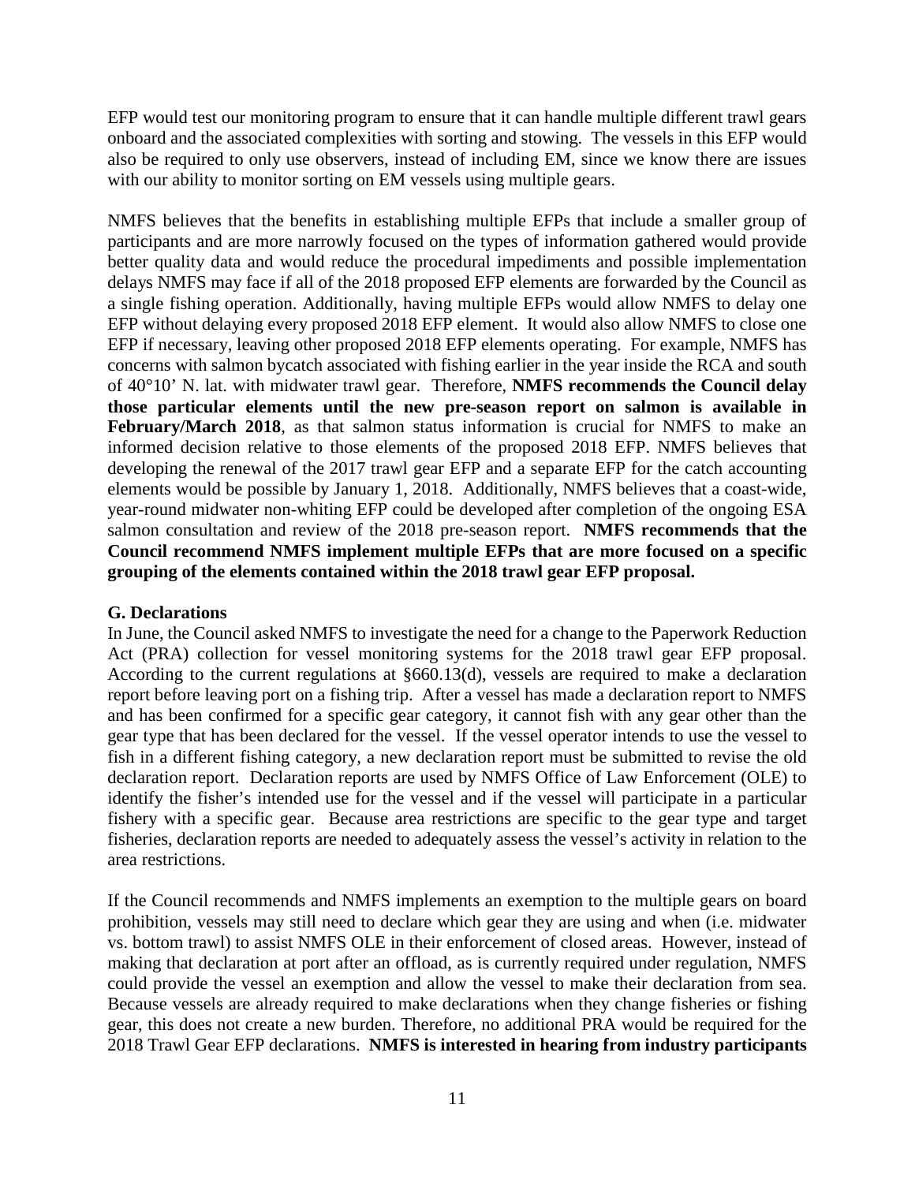EFP would test our monitoring program to ensure that it can handle multiple different trawl gears onboard and the associated complexities with sorting and stowing. The vessels in this EFP would also be required to only use observers, instead of including EM, since we know there are issues with our ability to monitor sorting on EM vessels using multiple gears.

NMFS believes that the benefits in establishing multiple EFPs that include a smaller group of participants and are more narrowly focused on the types of information gathered would provide better quality data and would reduce the procedural impediments and possible implementation delays NMFS may face if all of the 2018 proposed EFP elements are forwarded by the Council as a single fishing operation. Additionally, having multiple EFPs would allow NMFS to delay one EFP without delaying every proposed 2018 EFP element. It would also allow NMFS to close one EFP if necessary, leaving other proposed 2018 EFP elements operating. For example, NMFS has concerns with salmon bycatch associated with fishing earlier in the year inside the RCA and south of 40°10' N. lat. with midwater trawl gear. Therefore, **NMFS recommends the Council delay those particular elements until the new pre-season report on salmon is available in February/March 2018**, as that salmon status information is crucial for NMFS to make an informed decision relative to those elements of the proposed 2018 EFP. NMFS believes that developing the renewal of the 2017 trawl gear EFP and a separate EFP for the catch accounting elements would be possible by January 1, 2018. Additionally, NMFS believes that a coast-wide, year-round midwater non-whiting EFP could be developed after completion of the ongoing ESA salmon consultation and review of the 2018 pre-season report. **NMFS recommends that the Council recommend NMFS implement multiple EFPs that are more focused on a specific grouping of the elements contained within the 2018 trawl gear EFP proposal.**

**G. Declarations**

In June, the Council asked NMFS to investigate the need for a change to the Paperwork Reduction Act (PRA) collection for vessel monitoring systems for the 2018 trawl gear EFP proposal. According to the current regulations at §660.13(d), vessels are required to make a declaration report before leaving port on a fishing trip. After a vessel has made a declaration report to NMFS and has been confirmed for a specific gear category, it cannot fish with any gear other than the gear type that has been declared for the vessel. If the vessel operator intends to use the vessel to fish in a different fishing category, a new declaration report must be submitted to revise the old declaration report. Declaration reports are used by NMFS Office of Law Enforcement (OLE) to identify the fisher's intended use for the vessel and if the vessel will participate in a particular fishery with a specific gear. Because area restrictions are specific to the gear type and target fisheries, declaration reports are needed to adequately assess the vessel's activity in relation to the area restrictions.

If the Council recommends and NMFS implements an exemption to the multiple gears on board prohibition, vessels may still need to declare which gear they are using and when (i.e. midwater vs. bottom trawl) to assist NMFS OLE in their enforcement of closed areas. However, instead of making that declaration at port after an offload, as is currently required under regulation, NMFS could provide the vessel an exemption and allow the vessel to make their declaration from sea. Because vessels are already required to make declarations when they change fisheries or fishing gear, this does not create a new burden. Therefore, no additional PRA would be required for the 2018 Trawl Gear EFP declarations. **NMFS is interested in hearing from industry participants**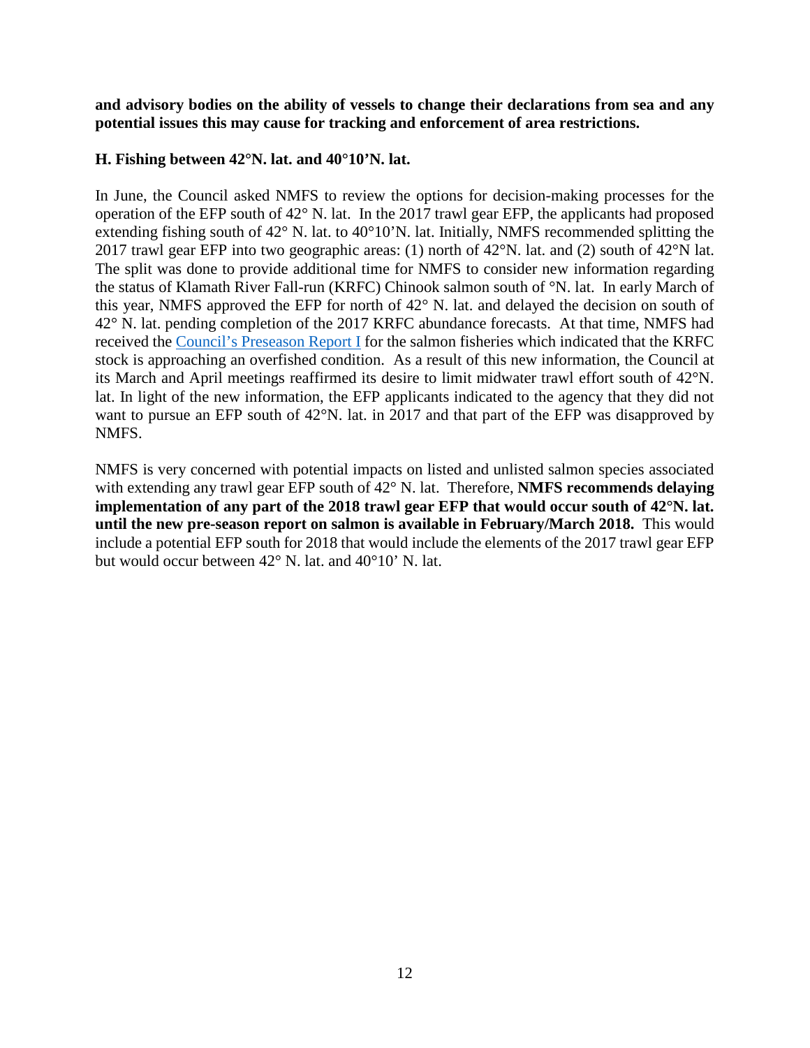**and advisory bodies on the ability of vessels to change their declarations from sea and any potential issues this may cause for tracking and enforcement of area restrictions.**

## H. Fishing between 42°N. lat. and 40°10'N. lat.

In June, the Council asked NMFS to review the options for decision-making processes for the operation of the EFP south of 42° N. lat. In the 2017 trawl gear EFP, the applicants had proposed extending fishing south of 42° N. lat. to 40°10'N. lat. Initially, NMFS recommended splitting the 2017 trawl gear EFP into two geographic areas: (1) north of 42°N. lat. and (2) south of 42°N lat. The split was done to provide additional time for NMFS to consider new information regarding the status of Klamath River Fall-run (KRFC) Chinook salmon south of °N. lat. In early March of this year, NMFS approved the EFP for north of 42° N. lat. and delayed the decision on south of 42° N. lat. pending completion of the 2017 KRFC abundance forecasts. At that time, NMFS had received the [Council's Preseason Report I] for the salmon fisheries which indicated that the KRFC stock is approaching an overfished condition. As a result of this new information, the Council at its March and April meetings reaffirmed its desire to limit midwater trawl effort south of 42°N. lat. In light of the new information, the EFP applicants indicated to the agency that they did not want to pursue an EFP south of 42°N. lat. in 2017 and that part of the EFP was disapproved by NMFS.

NMFS is very concerned with potential impacts on listed and unlisted salmon species associated with extending any trawl gear EFP south of 42° N. lat. Therefore, **NMFS recommends delaying implementation of any part of the 2018 trawl gear EFP that would occur south of 42°N. lat. until the new pre-season report on salmon is available in February/March 2018.** This would include a potential EFP south for 2018 that would include the elements of the 2017 trawl gear EFP but would occur between 42° N. lat. and 40°10' N. lat.